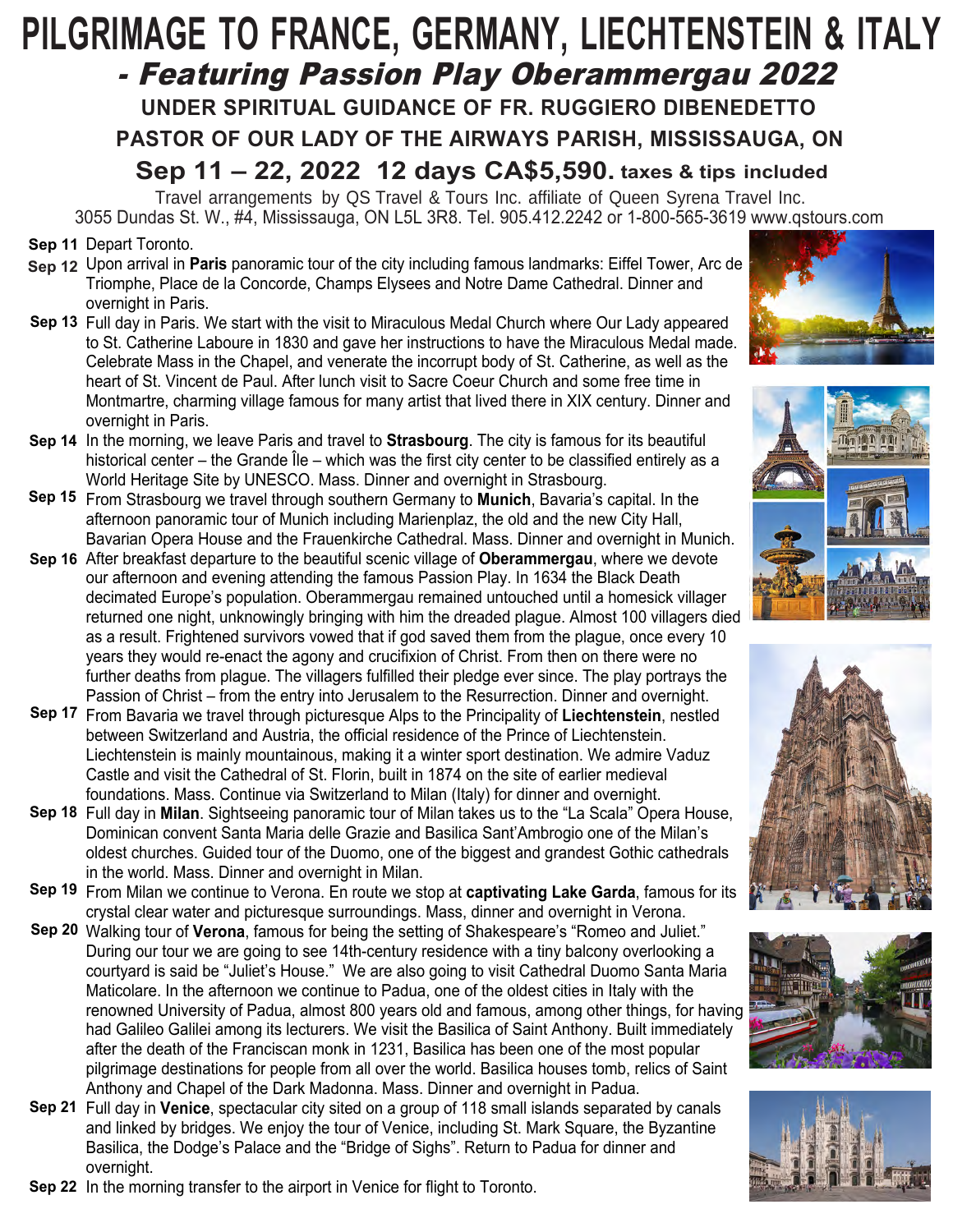# PILGRIMAGE TO FRANCE, GERMANY, LIECHTENSTEIN & ITALY

## *- Featuring Passion Play Oberammergau 2022*

### UNDER SPIRITUAL GUIDANCE OF FR. RUGGIERO DIBENEDETTO

### PASTOR OF OUR LADY OF THE AIRWAYS PARISH, MISSISSAUGA, ON

## Sep 11 – 22, 2022 12 days CA$5,590. taxes & tips included

Travel arrangements by QS Travel & Tours Inc. affiliate of Queen Syrena Travel Inc.
3055 Dundas St. W., #4, Mississauga, ON L5L 3R8. Tel. 905.412.2242 or 1-800-565-3619 www.qstours.com

**Sep 11** Depart Toronto.

**Sep 12** Upon arrival in **Paris** panoramic tour of the city including famous landmarks: Eiffel Tower, Arc de Triomphe, Place de la Concorde, Champs Elysees and Notre Dame Cathedral. Dinner and overnight in Paris.

**Sep 13** Full day in Paris. We start with the visit to Miraculous Medal Church where Our Lady appeared to St. Catherine Laboure in 1830 and gave her instructions to have the Miraculous Medal made. Celebrate Mass in the Chapel, and venerate the incorrupt body of St. Catherine, as well as the heart of St. Vincent de Paul. After lunch visit to Sacre Coeur Church and some free time in Montmartre, charming village famous for many artist that lived there in XIX century. Dinner and overnight in Paris.

**Sep 14** In the morning, we leave Paris and travel to **Strasbourg**. The city is famous for its beautiful historical center – the Grande Île – which was the first city center to be classified entirely as a World Heritage Site by UNESCO. Mass. Dinner and overnight in Strasbourg.

**Sep 15** From Strasbourg we travel through southern Germany to **Munich**, Bavaria's capital. In the afternoon panoramic tour of Munich including Marienplaz, the old and the new City Hall, Bavarian Opera House and the Frauenkirche Cathedral. Mass. Dinner and overnight in Munich.

**Sep 16** After breakfast departure to the beautiful scenic village of **Oberammergau**, where we devote our afternoon and evening attending the famous Passion Play. In 1634 the Black Death decimated Europe's population. Oberammergau remained untouched until a homesick villager returned one night, unknowingly bringing with him the dreaded plague. Almost 100 villagers died as a result. Frightened survivors vowed that if god saved them from the plague, once every 10 years they would re-enact the agony and crucifixion of Christ. From then on there were no further deaths from plague. The villagers fulfilled their pledge ever since. The play portrays the Passion of Christ – from the entry into Jerusalem to the Resurrection. Dinner and overnight.

**Sep 17** From Bavaria we travel through picturesque Alps to the Principality of **Liechtenstein**, nestled between Switzerland and Austria, the official residence of the Prince of Liechtenstein. Liechtenstein is mainly mountainous, making it a winter sport destination. We admire Vaduz Castle and visit the Cathedral of St. Florin, built in 1874 on the site of earlier medieval foundations. Mass. Continue via Switzerland to Milan (Italy) for dinner and overnight.

**Sep 18** Full day in **Milan**. Sightseeing panoramic tour of Milan takes us to the "La Scala" Opera House, Dominican convent Santa Maria delle Grazie and Basilica Sant'Ambrogio one of the Milan's oldest churches. Guided tour of the Duomo, one of the biggest and grandest Gothic cathedrals in the world. Mass. Dinner and overnight in Milan.

**Sep 19** From Milan we continue to Verona. En route we stop at **captivating Lake Garda**, famous for its crystal clear water and picturesque surroundings. Mass, dinner and overnight in Verona.

**Sep 20** Walking tour of **Verona**, famous for being the setting of Shakespeare's "Romeo and Juliet." During our tour we are going to see 14th-century residence with a tiny balcony overlooking a courtyard is said be "Juliet's House." We are also going to visit Cathedral Duomo Santa Maria Maticolare. In the afternoon we continue to Padua, one of the oldest cities in Italy with the renowned University of Padua, almost 800 years old and famous, among other things, for having had Galileo Galilei among its lecturers. We visit the Basilica of Saint Anthony. Built immediately after the death of the Franciscan monk in 1231, Basilica has been one of the most popular pilgrimage destinations for people from all over the world. Basilica houses tomb, relics of Saint Anthony and Chapel of the Dark Madonna. Mass. Dinner and overnight in Padua.

**Sep 21** Full day in **Venice**, spectacular city sited on a group of 118 small islands separated by canals and linked by bridges. We enjoy the tour of Venice, including St. Mark Square, the Byzantine Basilica, the Dodge's Palace and the "Bridge of Sighs". Return to Padua for dinner and overnight.

**Sep 22** In the morning transfer to the airport in Venice for flight to Toronto.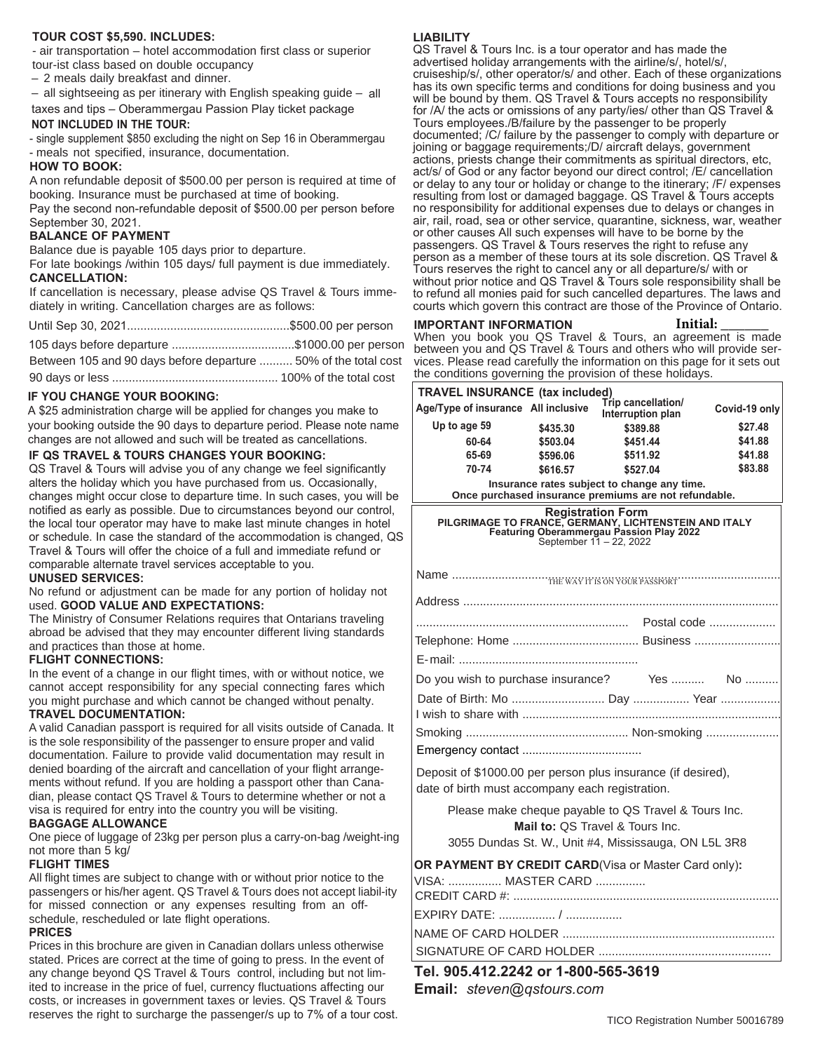**TOUR COST $5,590. INCLUDES:**

- air transportation – hotel accommodation first class or superior tour-ist class based on double occupancy
– 2 meals daily breakfast and dinner.
– all sightseeing as per itinerary with English speaking guide – all taxes and tips – Oberammergau Passion Play ticket package

**NOT INCLUDED IN THE TOUR:**

- single supplement $850 excluding the night on Sep 16 in Oberammergau
- meals not specified, insurance, documentation.

**HOW TO BOOK:**

A non refundable deposit of $500.00 per person is required at time of booking. Insurance must be purchased at time of booking.
Pay the second non-refundable deposit of $500.00 per person before September 30, 2021.

**BALANCE OF PAYMENT**

Balance due is payable 105 days prior to departure.
For late bookings /within 105 days/ full payment is due immediately.

**CANCELLATION:**

If cancellation is necessary, please advise QS Travel & Tours immediately in writing. Cancellation charges are as follows:

Until Sep 30, 2021 ................................................ $500.00 per person
105 days before departure .................................... $1000.00 per person
Between 105 and 90 days before departure .......... 50% of the total cost
90 days or less ................................................. 100% of the total cost

**IF YOU CHANGE YOUR BOOKING:**

A $25 administration charge will be applied for changes you make to your booking outside the 90 days to departure period. Please note name changes are not allowed and such will be treated as cancellations.

**IF QS TRAVEL & TOURS CHANGES YOUR BOOKING:**

QS Travel & Tours will advise you of any change we feel significantly alters the holiday which you have purchased from us. Occasionally, changes might occur close to departure time. In such cases, you will be notified as early as possible. Due to circumstances beyond our control, the local tour operator may have to make last minute changes in hotel or schedule. In case the standard of the accommodation is changed, QS Travel & Tours will offer the choice of a full and immediate refund or comparable alternate travel services acceptable to you.

**UNUSED SERVICES:**

No refund or adjustment can be made for any portion of holiday not used. **GOOD VALUE AND EXPECTATIONS:**
The Ministry of Consumer Relations requires that Ontarians traveling abroad be advised that they may encounter different living standards and practices than those at home.

**FLIGHT CONNECTIONS:**

In the event of a change in our flight times, with or without notice, we cannot accept responsibility for any special connecting fares which you might purchase and which cannot be changed without penalty.

**TRAVEL DOCUMENTATION:**

A valid Canadian passport is required for all visits outside of Canada. It is the sole responsibility of the passenger to ensure proper and valid documentation. Failure to provide valid documentation may result in denied boarding of the aircraft and cancellation of your flight arrangements without refund. If you are holding a passport other than Canadian, please contact QS Travel & Tours to determine whether or not a visa is required for entry into the country you will be visiting.

**BAGGAGE ALLOWANCE**

One piece of luggage of 23kg per person plus a carry-on-bag /weight-ing not more than 5 kg/

**FLIGHT TIMES**

All flight times are subject to change with or without prior notice to the passengers or his/her agent. QS Travel & Tours does not accept liabil-ity for missed connection or any expenses resulting from an off-schedule, rescheduled or late flight operations.

**PRICES**

Prices in this brochure are given in Canadian dollars unless otherwise stated. Prices are correct at the time of going to press. In the event of any change beyond QS Travel & Tours control, including but not limited to increase in the price of fuel, currency fluctuations affecting our costs, or increases in government taxes or levies. QS Travel & Tours reserves the right to surcharge the passenger/s up to 7% of a tour cost.

**LIABILITY**

QS Travel & Tours Inc. is a tour operator and has made the advertised holiday arrangements with the airline/s/, hotel/s/, cruiseship/s/, other operator/s/ and other. Each of these organizations has its own specific terms and conditions for doing business and you will be bound by them. QS Travel & Tours accepts no responsibility for /A/ the acts or omissions of any party/ies/ other than QS Travel & Tours employees./B/failure by the passenger to be properly documented; /C/ failure by the passenger to comply with departure or joining or baggage requirements;/D/ aircraft delays, government actions, priests change their commitments as spiritual directors, etc, act/s/ of God or any factor beyond our direct control; /E/ cancellation or delay to any tour or holiday or change to the itinerary; /F/ expenses resulting from lost or damaged baggage. QS Travel & Tours accepts no responsibility for additional expenses due to delays or changes in air, rail, road, sea or other service, quarantine, sickness, war, weather or other causes All such expenses will have to be borne by the passengers. QS Travel & Tours reserves the right to refuse any person as a member of these tours at its sole discretion. QS Travel & Tours reserves the right to cancel any or all departure/s/ with or without prior notice and QS Travel & Tours sole responsibility shall be to refund all monies paid for such cancelled departures. The laws and courts which govern this contract are those of the Province of Ontario.

**IMPORTANT INFORMATION** **Initial: _______**

When you book you QS Travel & Tours, an agreement is made between you and QS Travel & Tours and others who will provide services. Please read carefully the information on this page for it sets out the conditions governing the provision of these holidays.

**TRAVEL INSURANCE (tax included)**

| Age/Type of insurance | All inclusive | Trip cancellation/ Interruption plan | Covid-19 only |
|---|---|---|---|
| Up to age 59 | $435.30 | $389.88 | $27.48 |
| 60-64 | $503.04 | $451.44 | $41.88 |
| 65-69 | $596.06 | $511.92 | $41.88 |
| 70-74 | $616.57 | $527.04 | $83.88 |

Insurance rates subject to change any time.
Once purchased insurance premiums are not refundable.

**Registration Form**
**PILGRIMAGE TO FRANCE, GERMANY, LICHTENSTEIN AND ITALY**
**Featuring Oberammergau Passion Play 2022**
September 11 – 22, 2022

Name ................................................................................................
THE WAY IT IS ON YOUR PASSPORT

Address ..............................................................................................

.................................................................. Postal code ....................

Telephone: Home ...................................... Business ..........................

E-mail: ......................................................

Do you wish to purchase insurance? Yes .......... No ..........

Date of Birth: Mo ............................ Day ................. Year ..................

I wish to share with .............................................................................

Smoking ................................................. Non-smoking ......................

Emergency contact ....................................

Deposit of $1000.00 per person plus insurance (if desired), date of birth must accompany each registration.

Please make cheque payable to QS Travel & Tours Inc.
**Mail to:** QS Travel & Tours Inc.
3055 Dundas St. W., Unit #4, Mississauga, ON L5L 3R8

**OR PAYMENT BY CREDIT CARD**(Visa or Master Card only)**:**

VISA: ................ MASTER CARD ...............

CREDIT CARD #: ...............................................................................

EXPIRY DATE: ................. / .................

NAME OF CARD HOLDER ...............................................................

SIGNATURE OF CARD HOLDER ...................................................

**Tel. 905.412.2242 or 1-800-565-3619**
**Email:** *steven@qstours.com*

TICO Registration Number 50016789